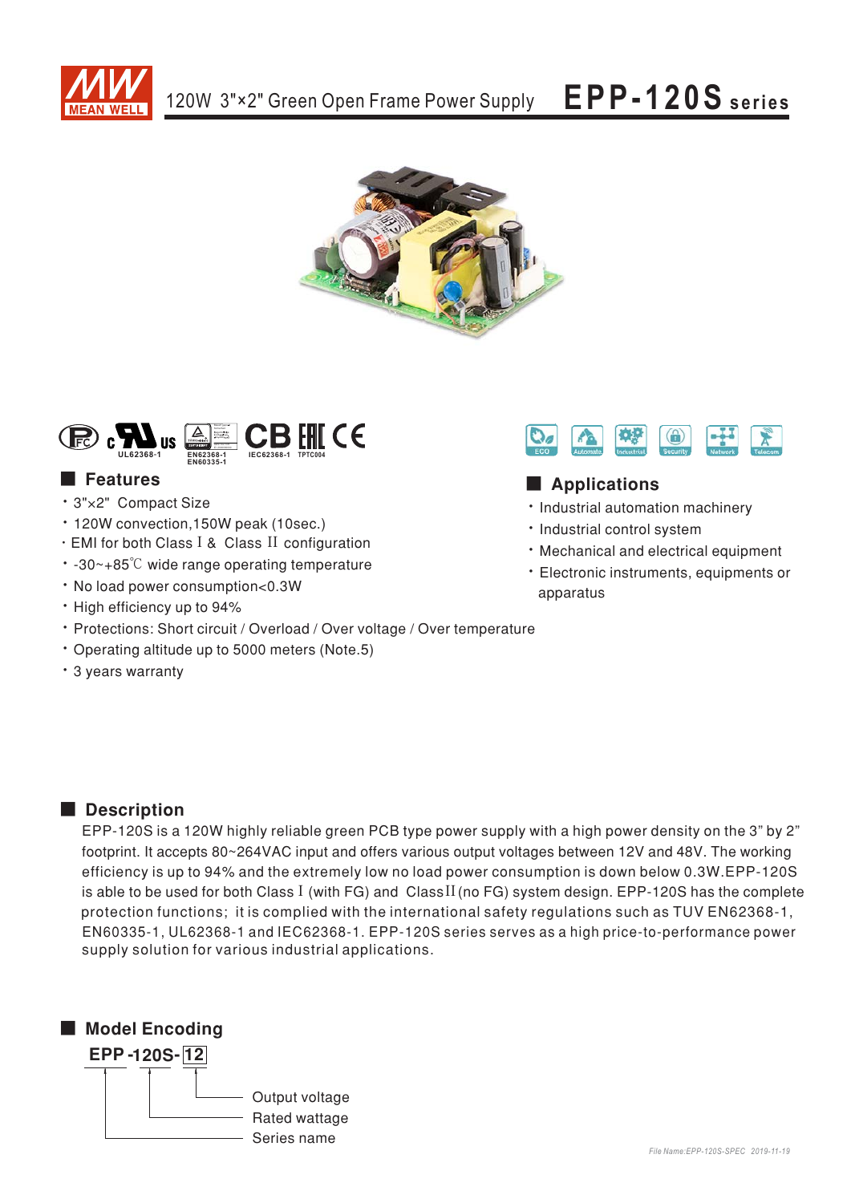# 120W 3"×2" Green Open Frame Power Supply — EPP-120S series

UL62368-1 | EN62368-1 EN60335-1 | IEC62368-1 | TPTC004

ECO | Automate | Industrial | Security | Network | Telecom

## Features

- 3"×2" Compact Size
- 120W convection,150W peak (10sec.)
- EMI for both Class Ⅰ & Class Ⅱ configuration
- -30~+85℃ wide range operating temperature
- No load power consumption<0.3W
- High efficiency up to 94%
- Protections: Short circuit / Overload / Over voltage / Over temperature
- Operating altitude up to 5000 meters (Note.5)
- 3 years warranty

## Applications

- Industrial automation machinery
- Industrial control system
- Mechanical and electrical equipment
- Electronic instruments, equipments or apparatus

## Description

EPP-120S is a 120W highly reliable green PCB type power supply with a high power density on the 3" by 2" footprint. It accepts 80~264VAC input and offers various output voltages between 12V and 48V. The working efficiency is up to 94% and the extremely low no load power consumption is down below 0.3W.EPP-120S is able to be used for both Class Ⅰ (with FG) and ClassⅡ(no FG) system design. EPP-120S has the complete protection functions; it is complied with the international safety regulations such as TUV EN62368-1, EN60335-1, UL62368-1 and IEC62368-1. EPP-120S series serves as a high price-to-performance power supply solution for various industrial applications.

## Model Encoding

**EPP -120S- 12**

- EPP: Series name
- 120S: Rated wattage
- 12: Output voltage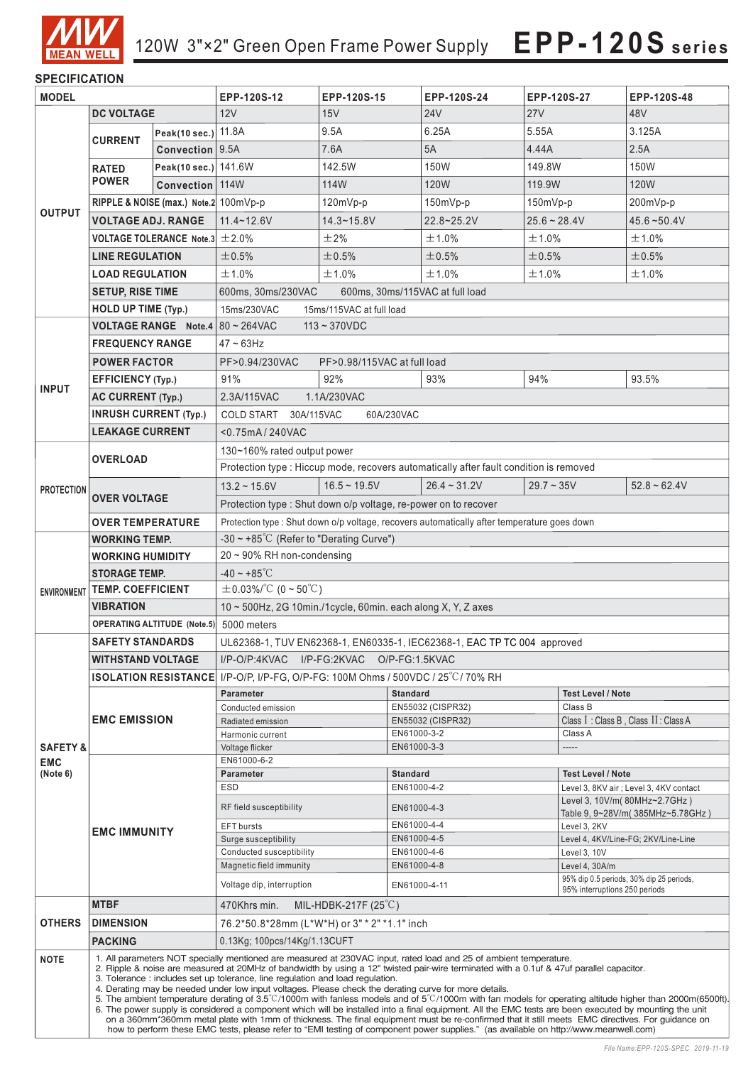# 120W 3"×2" Green Open Frame Power Supply **EPP-120S series**

## SPECIFICATION

| MODEL | | | EPP-120S-12 | EPP-120S-15 | EPP-120S-24 | EPP-120S-27 | EPP-120S-48 |
|---|---|---|---|---|---|---|---|
| OUTPUT | DC VOLTAGE | | 12V | 15V | 24V | 27V | 48V |
| | CURRENT | Peak(10 sec.) | 11.8A | 9.5A | 6.25A | 5.55A | 3.125A |
| | | Convection | 9.5A | 7.6A | 5A | 4.44A | 2.5A |
| | RATED POWER | Peak(10 sec.) | 141.6W | 142.5W | 150W | 149.8W | 150W |
| | | Convection | 114W | 114W | 120W | 119.9W | 120W |
| | RIPPLE & NOISE (max.) Note.2 | | 100mVp-p | 120mVp-p | 150mVp-p | 150mVp-p | 200mVp-p |
| | VOLTAGE ADJ. RANGE | | 11.4~12.6V | 14.3~15.8V | 22.8~25.2V | 25.6 ~ 28.4V | 45.6 ~50.4V |
| | VOLTAGE TOLERANCE Note.3 | | ±2.0% | ±2% | ±1.0% | ±1.0% | ±1.0% |
| | LINE REGULATION | | ±0.5% | ±0.5% | ±0.5% | ±0.5% | ±0.5% |
| | LOAD REGULATION | | ±1.0% | ±1.0% | ±1.0% | ±1.0% | ±1.0% |
| | SETUP, RISE TIME | | 600ms, 30ms/230VAC 600ms, 30ms/115VAC at full load | | | | |
| | HOLD UP TIME (Typ.) | | 15ms/230VAC 15ms/115VAC at full load | | | | |
| INPUT | VOLTAGE RANGE Note.4 | | 80 ~ 264VAC 113 ~ 370VDC | | | | |
| | FREQUENCY RANGE | | 47 ~ 63Hz | | | | |
| | POWER FACTOR | | PF>0.94/230VAC PF>0.98/115VAC at full load | | | | |
| | EFFICIENCY (Typ.) | | 91% | 92% | 93% | 94% | 93.5% |
| | AC CURRENT (Typ.) | | 2.3A/115VAC 1.1A/230VAC | | | | |
| | INRUSH CURRENT (Typ.) | | COLD START 30A/115VAC 60A/230VAC | | | | |
| | LEAKAGE CURRENT | | <0.75mA / 240VAC | | | | |
| PROTECTION | OVERLOAD | | 130~160% rated output power | | | | |
| | | | Protection type : Hiccup mode, recovers automatically after fault condition is removed | | | | |
| | OVER VOLTAGE | | 13.2 ~ 15.6V | 16.5 ~ 19.5V | 26.4 ~ 31.2V | 29.7 ~ 35V | 52.8 ~ 62.4V |
| | | | Protection type : Shut down o/p voltage, re-power on to recover | | | | |
| | OVER TEMPERATURE | | Protection type : Shut down o/p voltage, recovers automatically after temperature goes down | | | | |
| ENVIRONMENT | WORKING TEMP. | | -30 ~ +85℃ (Refer to "Derating Curve") | | | | |
| | WORKING HUMIDITY | | 20 ~ 90% RH non-condensing | | | | |
| | STORAGE TEMP. | | -40 ~ +85℃ | | | | |
| | TEMP. COEFFICIENT | | ±0.03%/℃ (0 ~ 50℃) | | | | |
| | VIBRATION | | 10 ~ 500Hz, 2G 10min./1cycle, 60min. each along X, Y, Z axes | | | | |
| | OPERATING ALTITUDE (Note.5) | | 5000 meters | | | | |
| SAFETY & EMC (Note 6) | SAFETY STANDARDS | | UL62368-1, TUV EN62368-1, EN60335-1, IEC62368-1, EAC TP TC 004 approved | | | | |
| | WITHSTAND VOLTAGE | | I/P-O/P:4KVAC I/P-FG:2KVAC O/P-FG:1.5KVAC | | | | |
| | ISOLATION RESISTANCE | | I/P-O/P, I/P-FG, O/P-FG: 100M Ohms / 500VDC / 25℃/ 70% RH | | | | |
| | EMC EMISSION | | Parameter | Standard | | Test Level / Note | |
| | | | Conducted emission | EN55032 (CISPR32) | | Class B | |
| | | | Radiated emission | EN55032 (CISPR32) | | Class Ⅰ: Class B , Class Ⅱ: Class A | |
| | | | Harmonic current | EN61000-3-2 | | Class A | |
| | | | Voltage flicker | EN61000-3-3 | | ----- | |
| | EMC IMMUNITY | | EN61000-6-2 | | | | |
| | | | Parameter | Standard | | Test Level / Note | |
| | | | ESD | EN61000-4-2 | | Level 3, 8KV air ; Level 3, 4KV contact | |
| | | | RF field susceptibility | EN61000-4-3 | | Level 3, 10V/m( 80MHz~2.7GHz ) Table 9, 9~28V/m( 385MHz~5.78GHz ) | |
| | | | EFT bursts | EN61000-4-4 | | Level 3, 2KV | |
| | | | Surge susceptibility | EN61000-4-5 | | Level 4, 4KV/Line-FG; 2KV/Line-Line | |
| | | | Conducted susceptibility | EN61000-4-6 | | Level 3, 10V | |
| | | | Magnetic field immunity | EN61000-4-8 | | Level 4, 30A/m | |
| | | | Voltage dip, interruption | EN61000-4-11 | | 95% dip 0.5 periods, 30% dip 25 periods, 95% interruptions 250 periods | |
| OTHERS | MTBF | | 470Khrs min. MIL-HDBK-217F (25℃) | | | | |
| | DIMENSION | | 76.2*50.8*28mm (L*W*H) or 3" * 2" *1.1" inch | | | | |
| | PACKING | | 0.13Kg; 100pcs/14Kg/1.13CUFT | | | | |

**NOTE**

1. All parameters NOT specially mentioned are measured at 230VAC input, rated load and 25 of ambient temperature.
2. Ripple & noise are measured at 20MHz of bandwidth by using a 12" twisted pair-wire terminated with a 0.1uf & 47uf parallel capacitor.
3. Tolerance : includes set up tolerance, line regulation and load regulation.
4. Derating may be needed under low input voltages. Please check the derating curve for more details.
5. The ambient temperature derating of 3.5℃/1000m with fanless models and of 5℃/1000m with fan models for operating altitude higher than 2000m(6500ft).
6. The power supply is considered a component which will be installed into a final equipment. All the EMC tests are been executed by mounting the unit on a 360mm*360mm metal plate with 1mm of thickness. The final equipment must be re-confirmed that it still meets EMC directives. For guidance on how to perform these EMC tests, please refer to "EMI testing of component power supplies." (as available on http://www.meanwell.com)

File Name:EPP-120S-SPEC 2019-11-19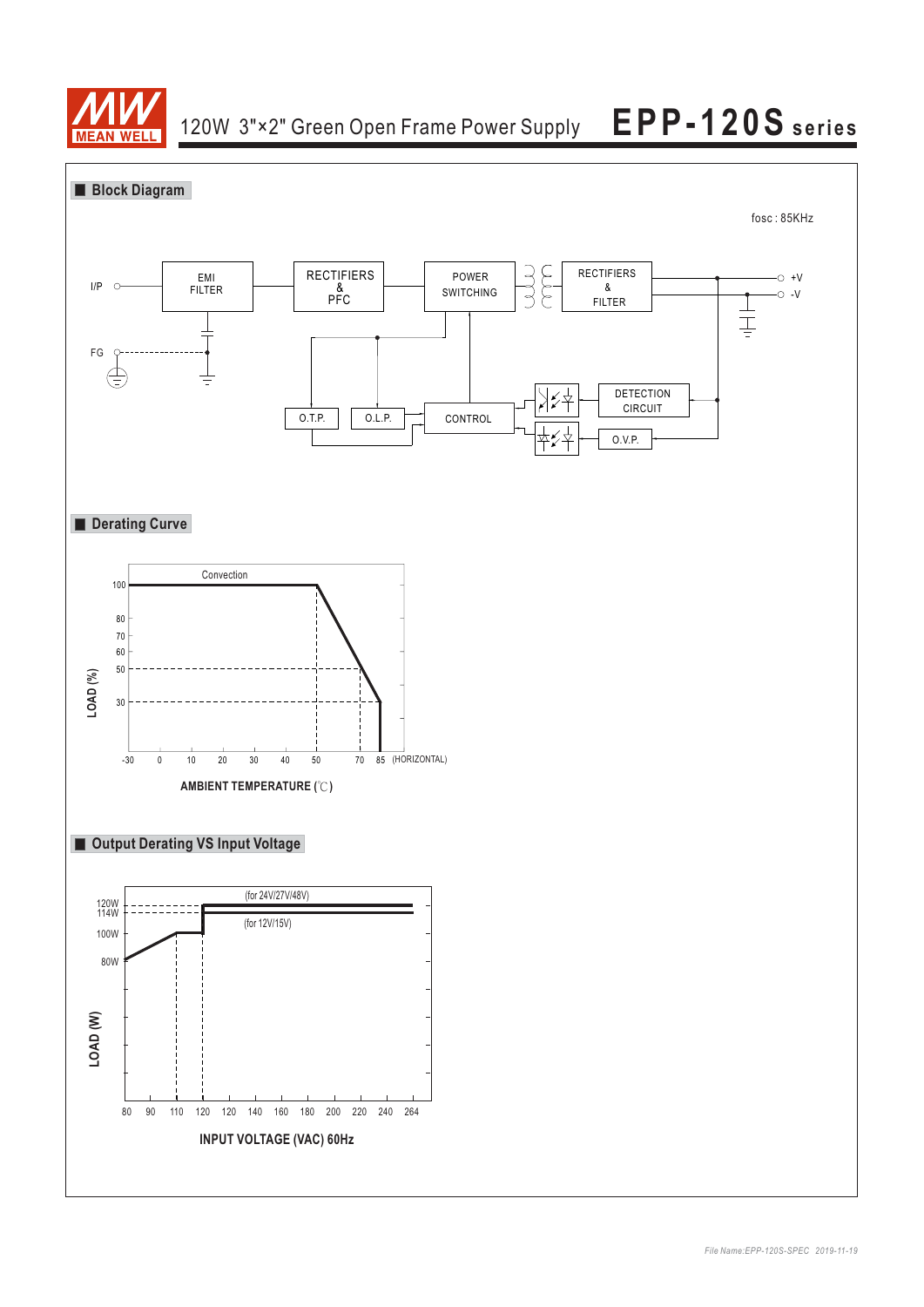## Block Diagram

fosc : 85KHz

I/P — EMI FILTER — RECTIFIERS & PFC — POWER SWITCHING — RECTIFIERS & FILTER — +V / -V

FG

O.T.P. — O.L.P. — CONTROL — DETECTION CIRCUIT — O.V.P.

## Derating Curve

Convection

LOAD (%): 100, 80, 70, 60, 50, 30

AMBIENT TEMPERATURE (℃): -30, 0, 10, 20, 30, 40, 50, 70, 85 (HORIZONTAL)

## Output Derating VS Input Voltage

(for 24V/27V/48V)

(for 12V/15V)

LOAD (W): 120W, 114W, 100W, 80W

INPUT VOLTAGE (VAC) 60Hz: 80, 90, 110, 120, 120, 140, 160, 180, 200, 220, 240, 264

*File Name:EPP-120S-SPEC 2019-11-19*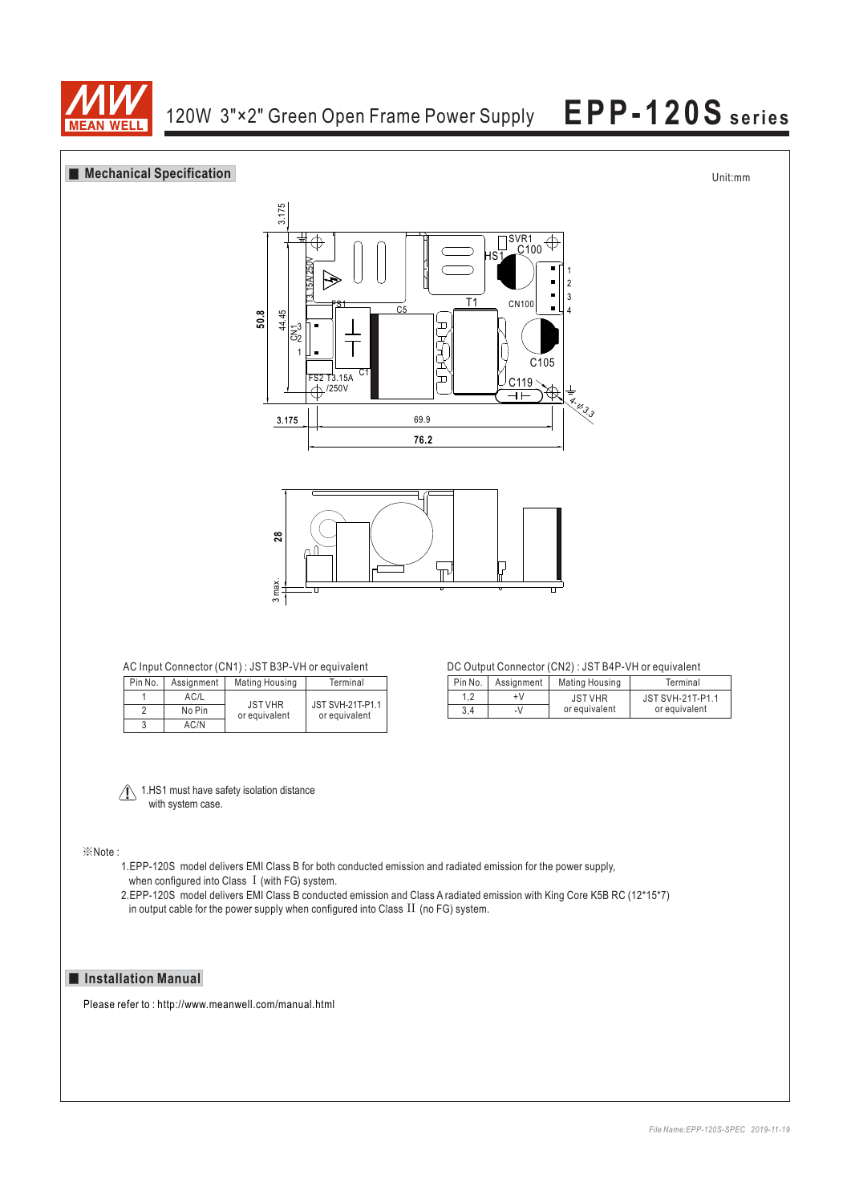## Mechanical Specification

Unit:mm

3.175

50.8

44.45

3.175

69.9

76.2

28

3 max.

4-φ3.3

AC Input Connector (CN1) : JST B3P-VH or equivalent

| Pin No. | Assignment | Mating Housing | Terminal |
|---|---|---|---|
| 1 | AC/L | JST VHR or equivalent | JST SVH-21T-P1.1 or equivalent |
| 2 | No Pin | | |
| 3 | AC/N | | |

DC Output Connector (CN2) : JST B4P-VH or equivalent

| Pin No. | Assignment | Mating Housing | Terminal |
|---|---|---|---|
| 1,2 | +V | JST VHR or equivalent | JST SVH-21T-P1.1 or equivalent |
| 3,4 | -V | | |

⚠ 1.HS1 must have safety isolation distance with system case.

※Note :

1.EPP-120S model delivers EMI Class B for both conducted emission and radiated emission for the power supply, when configured into Class Ⅰ (with FG) system.

2.EPP-120S model delivers EMI Class B conducted emission and Class A radiated emission with King Core K5B RC (12*15*7) in output cable for the power supply when configured into Class Ⅱ (no FG) system.

## Installation Manual

Please refer to : http://www.meanwell.com/manual.html